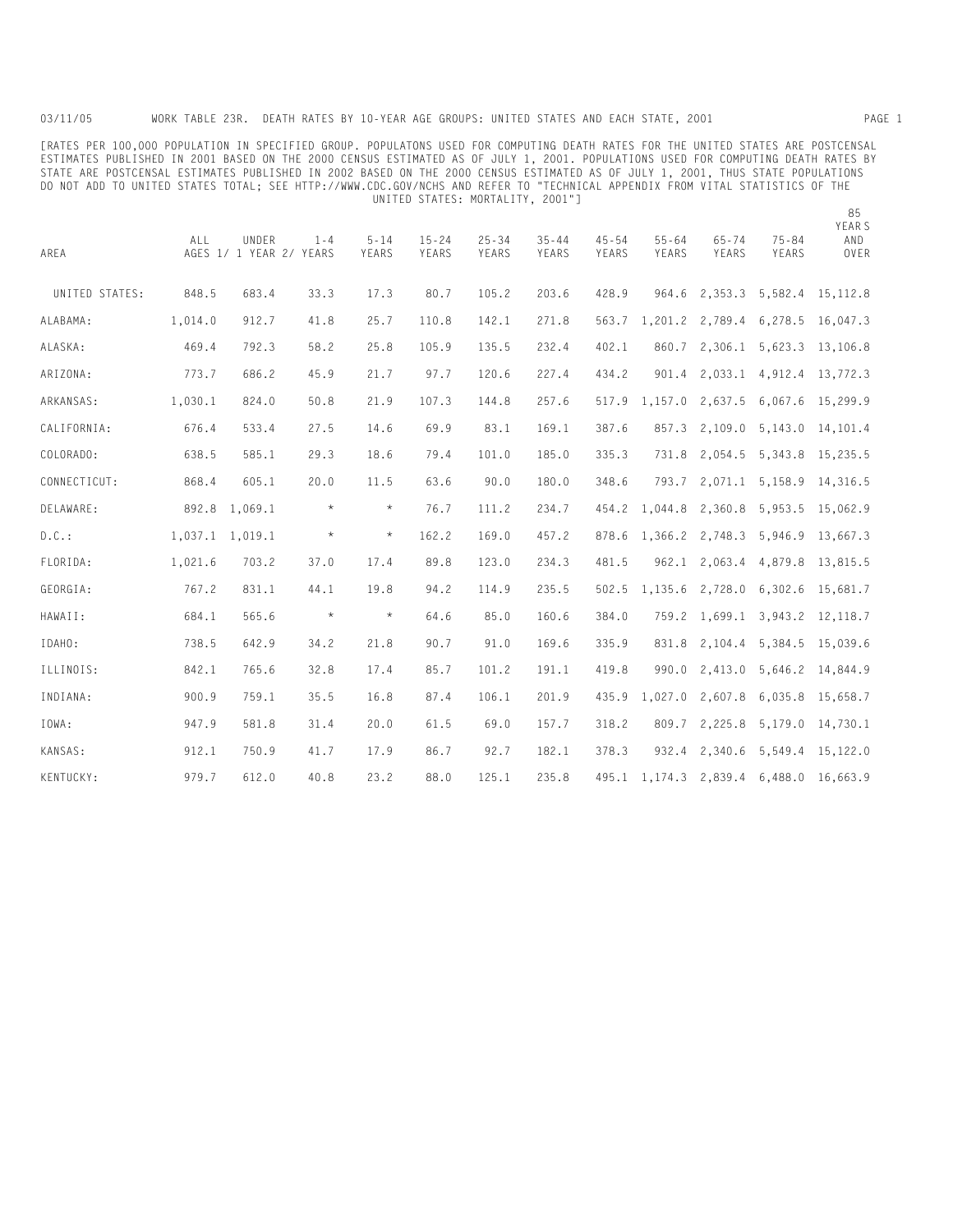# WORK TABLE 23R. DEATH RATES BY 10-YEAR AGE GROUPS: UNITED STATES AND EACH STATE, 2001

[RATES PER 100,000 POPULATION IN SPECIFIED GROUP. POPULATONS USED FOR COMPUTING DEATH RATES FOR THE UNITED STATES ARE POSTCENSAL ESTIMATES PUBLISHED IN 2001 BASED ON THE 2000 CENSUS ESTIMATED AS OF JULY 1, 2001. POPULATIONS USED FOR COMPUTING DEATH RATES BY STATE ARE POSTCENSAL ESTIMATES PUBLISHED IN 2002 BASED ON THE 2000 CENSUS ESTIMATED AS OF JULY 1, 2001, THUS STATE POPULATIONS DO NOT ADD TO UNITED STATES TOTAL; SEE HTTP://WWW.CDC.GOV/NCHS AND REFER TO "TECHNICAL APPENDIX FROM VITAL STATISTICS OF THE UNITED STATES: MORTALITY, 2001"]

| AREA | ALL AGES 1/ | UNDER 1 YEAR 2/ | 1-4 YEARS | 5-14 YEARS | 15-24 YEARS | 25-34 YEARS | 35-44 YEARS | 45-54 YEARS | 55-64 YEARS | 65-74 YEARS | 75-84 YEARS | 85 YEARS AND OVER |
|---|---|---|---|---|---|---|---|---|---|---|---|---|
| UNITED STATES: | 848.5 | 683.4 | 33.3 | 17.3 | 80.7 | 105.2 | 203.6 | 428.9 | 964.6 | 2,353.3 | 5,582.4 | 15,112.8 |
| ALABAMA: | 1,014.0 | 912.7 | 41.8 | 25.7 | 110.8 | 142.1 | 271.8 | 563.7 | 1,201.2 | 2,789.4 | 6,278.5 | 16,047.3 |
| ALASKA: | 469.4 | 792.3 | 58.2 | 25.8 | 105.9 | 135.5 | 232.4 | 402.1 | 860.7 | 2,306.1 | 5,623.3 | 13,106.8 |
| ARIZONA: | 773.7 | 686.2 | 45.9 | 21.7 | 97.7 | 120.6 | 227.4 | 434.2 | 901.4 | 2,033.1 | 4,912.4 | 13,772.3 |
| ARKANSAS: | 1,030.1 | 824.0 | 50.8 | 21.9 | 107.3 | 144.8 | 257.6 | 517.9 | 1,157.0 | 2,637.5 | 6,067.6 | 15,299.9 |
| CALIFORNIA: | 676.4 | 533.4 | 27.5 | 14.6 | 69.9 | 83.1 | 169.1 | 387.6 | 857.3 | 2,109.0 | 5,143.0 | 14,101.4 |
| COLORADO: | 638.5 | 585.1 | 29.3 | 18.6 | 79.4 | 101.0 | 185.0 | 335.3 | 731.8 | 2,054.5 | 5,343.8 | 15,235.5 |
| CONNECTICUT: | 868.4 | 605.1 | 20.0 | 11.5 | 63.6 | 90.0 | 180.0 | 348.6 | 793.7 | 2,071.1 | 5,158.9 | 14,316.5 |
| DELAWARE: | 892.8 | 1,069.1 | * | * | 76.7 | 111.2 | 234.7 | 454.2 | 1,044.8 | 2,360.8 | 5,953.5 | 15,062.9 |
| D.C.: | 1,037.1 | 1,019.1 | * | * | 162.2 | 169.0 | 457.2 | 878.6 | 1,366.2 | 2,748.3 | 5,946.9 | 13,667.3 |
| FLORIDA: | 1,021.6 | 703.2 | 37.0 | 17.4 | 89.8 | 123.0 | 234.3 | 481.5 | 962.1 | 2,063.4 | 4,879.8 | 13,815.5 |
| GEORGIA: | 767.2 | 831.1 | 44.1 | 19.8 | 94.2 | 114.9 | 235.5 | 502.5 | 1,135.6 | 2,728.0 | 6,302.6 | 15,681.7 |
| HAWAII: | 684.1 | 565.6 | * | * | 64.6 | 85.0 | 160.6 | 384.0 | 759.2 | 1,699.1 | 3,943.2 | 12,118.7 |
| IDAHO: | 738.5 | 642.9 | 34.2 | 21.8 | 90.7 | 91.0 | 169.6 | 335.9 | 831.8 | 2,104.4 | 5,384.5 | 15,039.6 |
| ILLINOIS: | 842.1 | 765.6 | 32.8 | 17.4 | 85.7 | 101.2 | 191.1 | 419.8 | 990.0 | 2,413.0 | 5,646.2 | 14,844.9 |
| INDIANA: | 900.9 | 759.1 | 35.5 | 16.8 | 87.4 | 106.1 | 201.9 | 435.9 | 1,027.0 | 2,607.8 | 6,035.8 | 15,658.7 |
| IOWA: | 947.9 | 581.8 | 31.4 | 20.0 | 61.5 | 69.0 | 157.7 | 318.2 | 809.7 | 2,225.8 | 5,179.0 | 14,730.1 |
| KANSAS: | 912.1 | 750.9 | 41.7 | 17.9 | 86.7 | 92.7 | 182.1 | 378.3 | 932.4 | 2,340.6 | 5,549.4 | 15,122.0 |
| KENTUCKY: | 979.7 | 612.0 | 40.8 | 23.2 | 88.0 | 125.1 | 235.8 | 495.1 | 1,174.3 | 2,839.4 | 6,488.0 | 16,663.9 |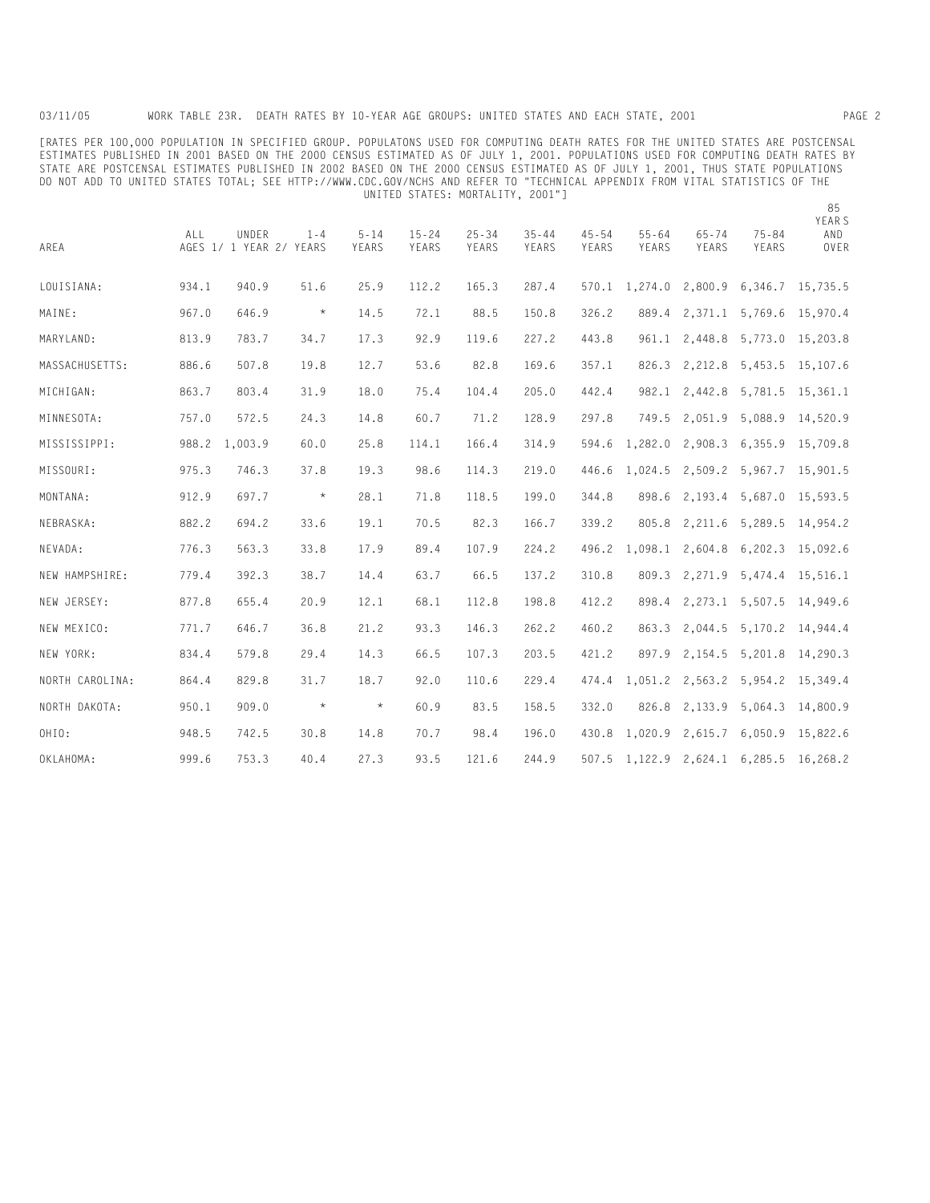WORK TABLE 23R. DEATH RATES BY 10-YEAR AGE GROUPS: UNITED STATES AND EACH STATE, 2001

[RATES PER 100,000 POPULATION IN SPECIFIED GROUP. POPULATONS USED FOR COMPUTING DEATH RATES FOR THE UNITED STATES ARE POSTCENSAL ESTIMATES PUBLISHED IN 2001 BASED ON THE 2000 CENSUS ESTIMATED AS OF JULY 1, 2001. POPULATIONS USED FOR COMPUTING DEATH RATES BY STATE ARE POSTCENSAL ESTIMATES PUBLISHED IN 2002 BASED ON THE 2000 CENSUS ESTIMATED AS OF JULY 1, 2001, THUS STATE POPULATIONS DO NOT ADD TO UNITED STATES TOTAL; SEE HTTP://WWW.CDC.GOV/NCHS AND REFER TO "TECHNICAL APPENDIX FROM VITAL STATISTICS OF THE UNITED STATES: MORTALITY, 2001"]

| AREA | ALL AGES 1/ | UNDER 1 YEAR 2/ | 1-4 YEARS | 5-14 YEARS | 15-24 YEARS | 25-34 YEARS | 35-44 YEARS | 45-54 YEARS | 55-64 YEARS | 65-74 YEARS | 75-84 YEARS | 85 YEARS AND OVER |
|---|---|---|---|---|---|---|---|---|---|---|---|---|
| LOUISIANA: | 934.1 | 940.9 | 51.6 | 25.9 | 112.2 | 165.3 | 287.4 | 570.1 | 1,274.0 | 2,800.9 | 6,346.7 | 15,735.5 |
| MAINE: | 967.0 | 646.9 | * | 14.5 | 72.1 | 88.5 | 150.8 | 326.2 | 889.4 | 2,371.1 | 5,769.6 | 15,970.4 |
| MARYLAND: | 813.9 | 783.7 | 34.7 | 17.3 | 92.9 | 119.6 | 227.2 | 443.8 | 961.1 | 2,448.8 | 5,773.0 | 15,203.8 |
| MASSACHUSETTS: | 886.6 | 507.8 | 19.8 | 12.7 | 53.6 | 82.8 | 169.6 | 357.1 | 826.3 | 2,212.8 | 5,453.5 | 15,107.6 |
| MICHIGAN: | 863.7 | 803.4 | 31.9 | 18.0 | 75.4 | 104.4 | 205.0 | 442.4 | 982.1 | 2,442.8 | 5,781.5 | 15,361.1 |
| MINNESOTA: | 757.0 | 572.5 | 24.3 | 14.8 | 60.7 | 71.2 | 128.9 | 297.8 | 749.5 | 2,051.9 | 5,088.9 | 14,520.9 |
| MISSISSIPPI: | 988.2 | 1,003.9 | 60.0 | 25.8 | 114.1 | 166.4 | 314.9 | 594.6 | 1,282.0 | 2,908.3 | 6,355.9 | 15,709.8 |
| MISSOURI: | 975.3 | 746.3 | 37.8 | 19.3 | 98.6 | 114.3 | 219.0 | 446.6 | 1,024.5 | 2,509.2 | 5,967.7 | 15,901.5 |
| MONTANA: | 912.9 | 697.7 | * | 28.1 | 71.8 | 118.5 | 199.0 | 344.8 | 898.6 | 2,193.4 | 5,687.0 | 15,593.5 |
| NEBRASKA: | 882.2 | 694.2 | 33.6 | 19.1 | 70.5 | 82.3 | 166.7 | 339.2 | 805.8 | 2,211.6 | 5,289.5 | 14,954.2 |
| NEVADA: | 776.3 | 563.3 | 33.8 | 17.9 | 89.4 | 107.9 | 224.2 | 496.2 | 1,098.1 | 2,604.8 | 6,202.3 | 15,092.6 |
| NEW HAMPSHIRE: | 779.4 | 392.3 | 38.7 | 14.4 | 63.7 | 66.5 | 137.2 | 310.8 | 809.3 | 2,271.9 | 5,474.4 | 15,516.1 |
| NEW JERSEY: | 877.8 | 655.4 | 20.9 | 12.1 | 68.1 | 112.8 | 198.8 | 412.2 | 898.4 | 2,273.1 | 5,507.5 | 14,949.6 |
| NEW MEXICO: | 771.7 | 646.7 | 36.8 | 21.2 | 93.3 | 146.3 | 262.2 | 460.2 | 863.3 | 2,044.5 | 5,170.2 | 14,944.4 |
| NEW YORK: | 834.4 | 579.8 | 29.4 | 14.3 | 66.5 | 107.3 | 203.5 | 421.2 | 897.9 | 2,154.5 | 5,201.8 | 14,290.3 |
| NORTH CAROLINA: | 864.4 | 829.8 | 31.7 | 18.7 | 92.0 | 110.6 | 229.4 | 474.4 | 1,051.2 | 2,563.2 | 5,954.2 | 15,349.4 |
| NORTH DAKOTA: | 950.1 | 909.0 | * | * | 60.9 | 83.5 | 158.5 | 332.0 | 826.8 | 2,133.9 | 5,064.3 | 14,800.9 |
| OHIO: | 948.5 | 742.5 | 30.8 | 14.8 | 70.7 | 98.4 | 196.0 | 430.8 | 1,020.9 | 2,615.7 | 6,050.9 | 15,822.6 |
| OKLAHOMA: | 999.6 | 753.3 | 40.4 | 27.3 | 93.5 | 121.6 | 244.9 | 507.5 | 1,122.9 | 2,624.1 | 6,285.5 | 16,268.2 |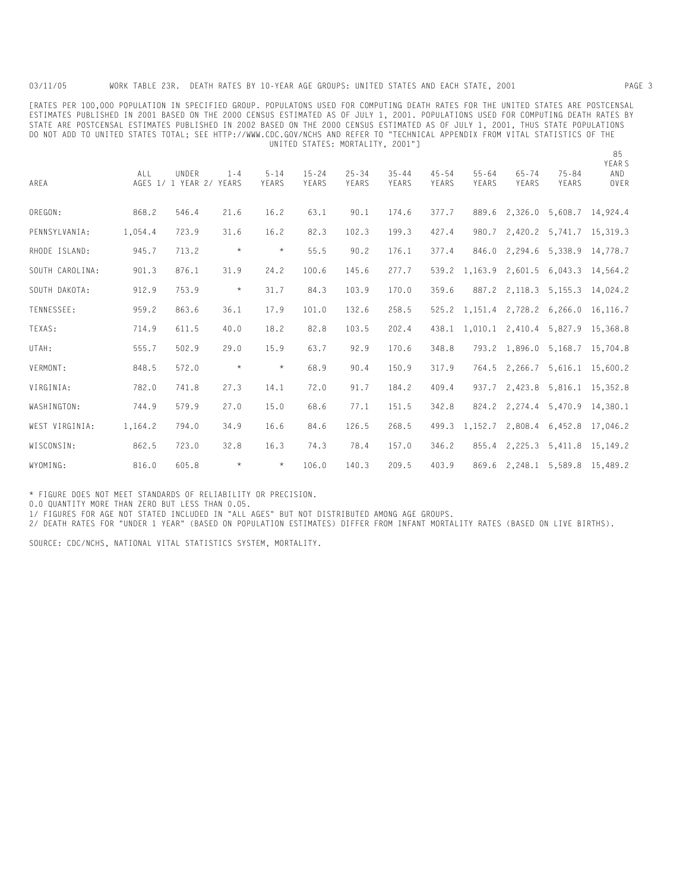03/11/05 WORK TABLE 23R. DEATH RATES BY 10-YEAR AGE GROUPS: UNITED STATES AND EACH STATE, 2001

[RATES PER 100,000 POPULATION IN SPECIFIED GROUP. POPULATONS USED FOR COMPUTING DEATH RATES FOR THE UNITED STATES ARE POSTCENSAL ESTIMATES PUBLISHED IN 2001 BASED ON THE 2000 CENSUS ESTIMATED AS OF JULY 1, 2001. POPULATIONS USED FOR COMPUTING DEATH RATES BY STATE ARE POSTCENSAL ESTIMATES PUBLISHED IN 2002 BASED ON THE 2000 CENSUS ESTIMATED AS OF JULY 1, 2001, THUS STATE POPULATIONS DO NOT ADD TO UNITED STATES TOTAL; SEE HTTP://WWW.CDC.GOV/NCHS AND REFER TO "TECHNICAL APPENDIX FROM VITAL STATISTICS OF THE UNITED STATES: MORTALITY, 2001"]

| AREA | ALL AGES 1/ | UNDER 1 YEAR 2/ | 1-4 YEARS | 5-14 YEARS | 15-24 YEARS | 25-34 YEARS | 35-44 YEARS | 45-54 YEARS | 55-64 YEARS | 65-74 YEARS | 75-84 YEARS | 85 YEARS AND OVER |
|---|---|---|---|---|---|---|---|---|---|---|---|---|
| OREGON: | 868.2 | 546.4 | 21.6 | 16.2 | 63.1 | 90.1 | 174.6 | 377.7 | 889.6 | 2,326.0 | 5,608.7 | 14,924.4 |
| PENNSYLVANIA: | 1,054.4 | 723.9 | 31.6 | 16.2 | 82.3 | 102.3 | 199.3 | 427.4 | 980.7 | 2,420.2 | 5,741.7 | 15,319.3 |
| RHODE ISLAND: | 945.7 | 713.2 | * | * | 55.5 | 90.2 | 176.1 | 377.4 | 846.0 | 2,294.6 | 5,338.9 | 14,778.7 |
| SOUTH CAROLINA: | 901.3 | 876.1 | 31.9 | 24.2 | 100.6 | 145.6 | 277.7 | 539.2 | 1,163.9 | 2,601.5 | 6,043.3 | 14,564.2 |
| SOUTH DAKOTA: | 912.9 | 753.9 | * | 31.7 | 84.3 | 103.9 | 170.0 | 359.6 | 887.2 | 2,118.3 | 5,155.3 | 14,024.2 |
| TENNESSEE: | 959.2 | 863.6 | 36.1 | 17.9 | 101.0 | 132.6 | 258.5 | 525.2 | 1,151.4 | 2,728.2 | 6,266.0 | 16,116.7 |
| TEXAS: | 714.9 | 611.5 | 40.0 | 18.2 | 82.8 | 103.5 | 202.4 | 438.1 | 1,010.1 | 2,410.4 | 5,827.9 | 15,368.8 |
| UTAH: | 555.7 | 502.9 | 29.0 | 15.9 | 63.7 | 92.9 | 170.6 | 348.8 | 793.2 | 1,896.0 | 5,168.7 | 15,704.8 |
| VERMONT: | 848.5 | 572.0 | * | * | 68.9 | 90.4 | 150.9 | 317.9 | 764.5 | 2,266.7 | 5,616.1 | 15,600.2 |
| VIRGINIA: | 782.0 | 741.8 | 27.3 | 14.1 | 72.0 | 91.7 | 184.2 | 409.4 | 937.7 | 2,423.8 | 5,816.1 | 15,352.8 |
| WASHINGTON: | 744.9 | 579.9 | 27.0 | 15.0 | 68.6 | 77.1 | 151.5 | 342.8 | 824.2 | 2,274.4 | 5,470.9 | 14,380.1 |
| WEST VIRGINIA: | 1,164.2 | 794.0 | 34.9 | 16.6 | 84.6 | 126.5 | 268.5 | 499.3 | 1,152.7 | 2,808.4 | 6,452.8 | 17,046.2 |
| WISCONSIN: | 862.5 | 723.0 | 32.8 | 16.3 | 74.3 | 78.4 | 157.0 | 346.2 | 855.4 | 2,225.3 | 5,411.8 | 15,149.2 |
| WYOMING: | 816.0 | 605.8 | * | * | 106.0 | 140.3 | 209.5 | 403.9 | 869.6 | 2,248.1 | 5,589.8 | 15,489.2 |

* FIGURE DOES NOT MEET STANDARDS OF RELIABILITY OR PRECISION.

0.0 QUANTITY MORE THAN ZERO BUT LESS THAN 0.05.

1/ FIGURES FOR AGE NOT STATED INCLUDED IN "ALL AGES" BUT NOT DISTRIBUTED AMONG AGE GROUPS.

2/ DEATH RATES FOR "UNDER 1 YEAR" (BASED ON POPULATION ESTIMATES) DIFFER FROM INFANT MORTALITY RATES (BASED ON LIVE BIRTHS).

SOURCE: CDC/NCHS, NATIONAL VITAL STATISTICS SYSTEM, MORTALITY.